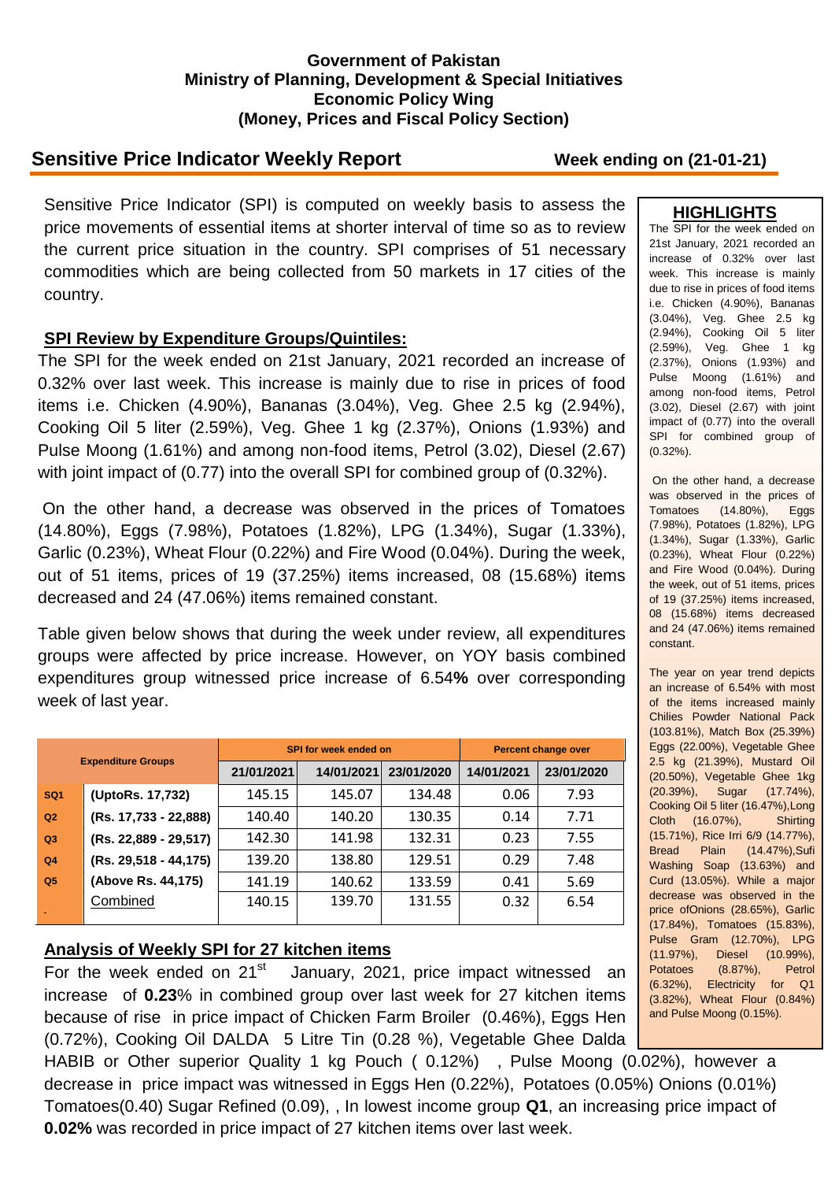**Government of Pakistan**
**Ministry of Planning, Development & Special Initiatives**
**Economic Policy Wing**
**(Money, Prices and Fiscal Policy Section)**

## Sensitive Price Indicator Weekly Report

**Week ending on (21-01-21)**

Sensitive Price Indicator (SPI) is computed on weekly basis to assess the price movements of essential items at shorter interval of time so as to review the current price situation in the country. SPI comprises of 51 necessary commodities which are being collected from 50 markets in 17 cities of the country.

### SPI Review by Expenditure Groups/Quintiles:

The SPI for the week ended on 21st January, 2021 recorded an increase of 0.32% over last week. This increase is mainly due to rise in prices of food items i.e. Chicken (4.90%), Bananas (3.04%), Veg. Ghee 2.5 kg (2.94%), Cooking Oil 5 liter (2.59%), Veg. Ghee 1 kg (2.37%), Onions (1.93%) and Pulse Moong (1.61%) and among non-food items, Petrol (3.02), Diesel (2.67) with joint impact of (0.77) into the overall SPI for combined group of (0.32%).

On the other hand, a decrease was observed in the prices of Tomatoes (14.80%), Eggs (7.98%), Potatoes (1.82%), LPG (1.34%), Sugar (1.33%), Garlic (0.23%), Wheat Flour (0.22%) and Fire Wood (0.04%). During the week, out of 51 items, prices of 19 (37.25%) items increased, 08 (15.68%) items decreased and 24 (47.06%) items remained constant.

Table given below shows that during the week under review, all expenditures groups were affected by price increase. However, on YOY basis combined expenditures group witnessed price increase of 6.54**%** over corresponding week of last year.

| Expenditure Groups | | SPI for week ended on | | | Percent change over | |
|---|---|---|---|---|---|---|
| | | 21/01/2021 | 14/01/2021 | 23/01/2020 | 14/01/2021 | 23/01/2020 |
| SQ1 | (UptoRs. 17,732) | 145.15 | 145.07 | 134.48 | 0.06 | 7.93 |
| Q2 | (Rs. 17,733 - 22,888) | 140.40 | 140.20 | 130.35 | 0.14 | 7.71 |
| Q3 | (Rs. 22,889 - 29,517) | 142.30 | 141.98 | 132.31 | 0.23 | 7.55 |
| Q4 | (Rs. 29,518 - 44,175) | 139.20 | 138.80 | 129.51 | 0.29 | 7.48 |
| Q5 | (Above Rs. 44,175) | 141.19 | 140.62 | 133.59 | 0.41 | 5.69 |
| - | Combined | 140.15 | 139.70 | 131.55 | 0.32 | 6.54 |

### Analysis of Weekly SPI for 27 kitchen items

For the week ended on 21st January, 2021, price impact witnessed an increase of **0.23**% in combined group over last week for 27 kitchen items because of rise in price impact of Chicken Farm Broiler (0.46%), Eggs Hen (0.72%), Cooking Oil DALDA 5 Litre Tin (0.28 %), Vegetable Ghee Dalda HABIB or Other superior Quality 1 kg Pouch ( 0.12%) , Pulse Moong (0.02%), however a decrease in price impact was witnessed in Eggs Hen (0.22%), Potatoes (0.05%) Onions (0.01%) Tomatoes(0.40) Sugar Refined (0.09), , In lowest income group **Q1**, an increasing price impact of **0.02%** was recorded in price impact of 27 kitchen items over last week.

### HIGHLIGHTS

The SPI for the week ended on 21st January, 2021 recorded an increase of 0.32% over last week. This increase is mainly due to rise in prices of food items i.e. Chicken (4.90%), Bananas (3.04%), Veg. Ghee 2.5 kg (2.94%), Cooking Oil 5 liter (2.59%), Veg. Ghee 1 kg (2.37%), Onions (1.93%) and Pulse Moong (1.61%) and among non-food items, Petrol (3.02), Diesel (2.67) with joint impact of (0.77) into the overall SPI for combined group of (0.32%).

On the other hand, a decrease was observed in the prices of Tomatoes (14.80%), Eggs (7.98%), Potatoes (1.82%), LPG (1.34%), Sugar (1.33%), Garlic (0.23%), Wheat Flour (0.22%) and Fire Wood (0.04%). During the week, out of 51 items, prices of 19 (37.25%) items increased, 08 (15.68%) items decreased and 24 (47.06%) items remained constant.

The year on year trend depicts an increase of 6.54% with most of the items increased mainly Chilies Powder National Pack (103.81%), Match Box (25.39%) Eggs (22.00%), Vegetable Ghee 2.5 kg (21.39%), Mustard Oil (20.50%), Vegetable Ghee 1kg (20.39%), Sugar (17.74%), Cooking Oil 5 liter (16.47%),Long Cloth (16.07%), Shirting (15.71%), Rice Irri 6/9 (14.77%), Bread Plain (14.47%),Sufi Washing Soap (13.63%) and Curd (13.05%). While a major decrease was observed in the price ofOnions (28.65%), Garlic (17.84%), Tomatoes (15.83%), Pulse Gram (12.70%), LPG (11.97%), Diesel (10.99%), Potatoes (8.87%), Petrol (6.32%), Electricity for Q1 (3.82%), Wheat Flour (0.84%) and Pulse Moong (0.15%).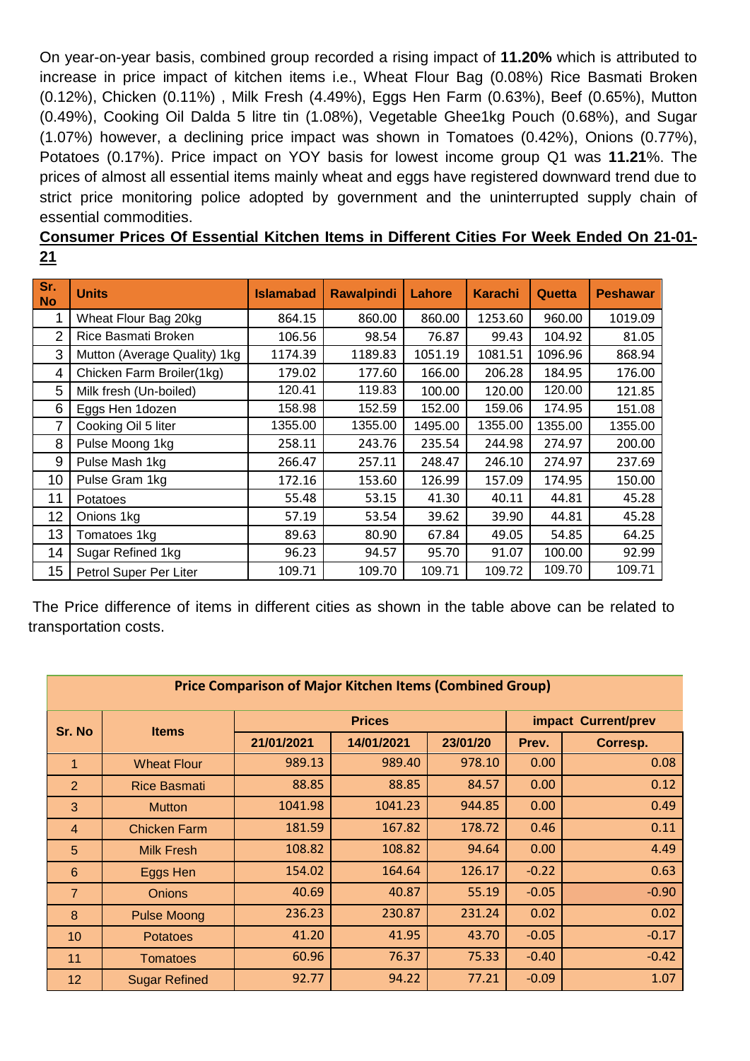On year-on-year basis, combined group recorded a rising impact of **11.20%** which is attributed to increase in price impact of kitchen items i.e., Wheat Flour Bag (0.08%) Rice Basmati Broken (0.12%), Chicken (0.11%) , Milk Fresh (4.49%), Eggs Hen Farm (0.63%), Beef (0.65%), Mutton (0.49%), Cooking Oil Dalda 5 litre tin (1.08%), Vegetable Ghee1kg Pouch (0.68%), and Sugar (1.07%) however, a declining price impact was shown in Tomatoes (0.42%), Onions (0.77%), Potatoes (0.17%). Price impact on YOY basis for lowest income group Q1 was **11.21**%. The prices of almost all essential items mainly wheat and eggs have registered downward trend due to strict price monitoring police adopted by government and the uninterrupted supply chain of essential commodities.

**Consumer Prices Of Essential Kitchen Items in Different Cities For Week Ended On 21-01-21**

| Sr. No | Units | Islamabad | Rawalpindi | Lahore | Karachi | Quetta | Peshawar |
|---|---|---|---|---|---|---|---|
| 1 | Wheat Flour Bag 20kg | 864.15 | 860.00 | 860.00 | 1253.60 | 960.00 | 1019.09 |
| 2 | Rice Basmati Broken | 106.56 | 98.54 | 76.87 | 99.43 | 104.92 | 81.05 |
| 3 | Mutton (Average Quality) 1kg | 1174.39 | 1189.83 | 1051.19 | 1081.51 | 1096.96 | 868.94 |
| 4 | Chicken Farm Broiler(1kg) | 179.02 | 177.60 | 166.00 | 206.28 | 184.95 | 176.00 |
| 5 | Milk fresh (Un-boiled) | 120.41 | 119.83 | 100.00 | 120.00 | 120.00 | 121.85 |
| 6 | Eggs Hen 1dozen | 158.98 | 152.59 | 152.00 | 159.06 | 174.95 | 151.08 |
| 7 | Cooking Oil 5 liter | 1355.00 | 1355.00 | 1495.00 | 1355.00 | 1355.00 | 1355.00 |
| 8 | Pulse Moong 1kg | 258.11 | 243.76 | 235.54 | 244.98 | 274.97 | 200.00 |
| 9 | Pulse Mash 1kg | 266.47 | 257.11 | 248.47 | 246.10 | 274.97 | 237.69 |
| 10 | Pulse Gram 1kg | 172.16 | 153.60 | 126.99 | 157.09 | 174.95 | 150.00 |
| 11 | Potatoes | 55.48 | 53.15 | 41.30 | 40.11 | 44.81 | 45.28 |
| 12 | Onions 1kg | 57.19 | 53.54 | 39.62 | 39.90 | 44.81 | 45.28 |
| 13 | Tomatoes 1kg | 89.63 | 80.90 | 67.84 | 49.05 | 54.85 | 64.25 |
| 14 | Sugar Refined 1kg | 96.23 | 94.57 | 95.70 | 91.07 | 100.00 | 92.99 |
| 15 | Petrol Super Per Liter | 109.71 | 109.70 | 109.71 | 109.72 | 109.70 | 109.71 |

The Price difference of items in different cities as shown in the table above can be related to transportation costs.

**Price Comparison of Major Kitchen Items (Combined Group)**

| Sr. No | Items | Prices | | | impact Current/prev | |
|---|---|---|---|---|---|---|
| | | 21/01/2021 | 14/01/2021 | 23/01/20 | Prev. | Corresp. |
| 1 | Wheat Flour | 989.13 | 989.40 | 978.10 | 0.00 | 0.08 |
| 2 | Rice Basmati | 88.85 | 88.85 | 84.57 | 0.00 | 0.12 |
| 3 | Mutton | 1041.98 | 1041.23 | 944.85 | 0.00 | 0.49 |
| 4 | Chicken Farm | 181.59 | 167.82 | 178.72 | 0.46 | 0.11 |
| 5 | Milk Fresh | 108.82 | 108.82 | 94.64 | 0.00 | 4.49 |
| 6 | Eggs Hen | 154.02 | 164.64 | 126.17 | -0.22 | 0.63 |
| 7 | Onions | 40.69 | 40.87 | 55.19 | -0.05 | -0.90 |
| 8 | Pulse Moong | 236.23 | 230.87 | 231.24 | 0.02 | 0.02 |
| 10 | Potatoes | 41.20 | 41.95 | 43.70 | -0.05 | -0.17 |
| 11 | Tomatoes | 60.96 | 76.37 | 75.33 | -0.40 | -0.42 |
| 12 | Sugar Refined | 92.77 | 94.22 | 77.21 | -0.09 | 1.07 |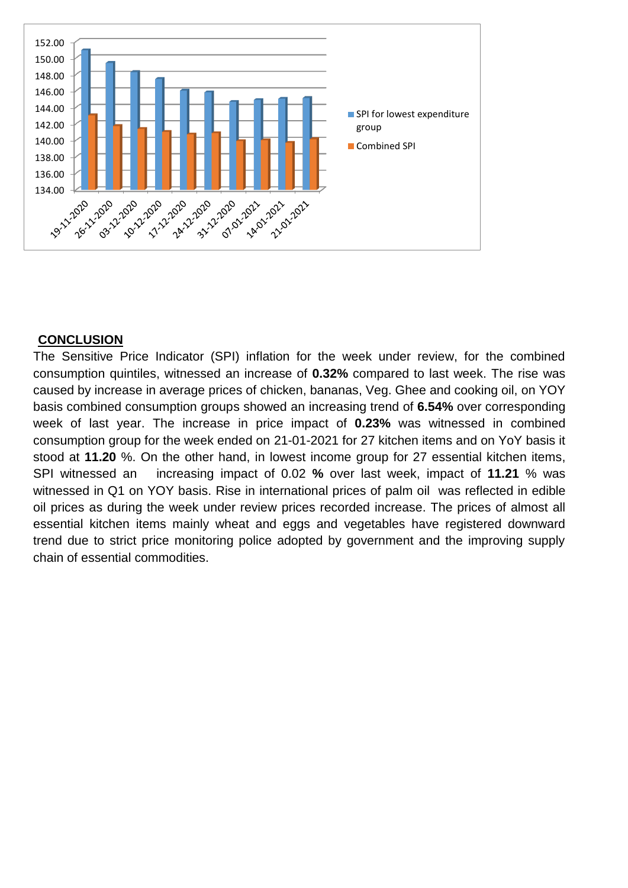152.00
150.00
148.00
146.00
144.00
142.00
140.00
138.00
136.00
134.00

19-11-2020
26-11-2020
03-12-2020
10-12-2020
17-12-2020
24-12-2020
31-12-2020
07-01-2021
14-01-2021
21-01-2021

SPI for lowest expenditure group
Combined SPI

## CONCLUSION

The Sensitive Price Indicator (SPI) inflation for the week under review, for the combined consumption quintiles, witnessed an increase of **0.32%** compared to last week. The rise was caused by increase in average prices of chicken, bananas, Veg. Ghee and cooking oil, on YOY basis combined consumption groups showed an increasing trend of **6.54%** over corresponding week of last year. The increase in price impact of **0.23%** was witnessed in combined consumption group for the week ended on 21-01-2021 for 27 kitchen items and on YoY basis it stood at **11.20** %. On the other hand, in lowest income group for 27 essential kitchen items, SPI witnessed an increasing impact of 0.02 **%** over last week, impact of **11.21** % was witnessed in Q1 on YOY basis. Rise in international prices of palm oil was reflected in edible oil prices as during the week under review prices recorded increase. The prices of almost all essential kitchen items mainly wheat and eggs and vegetables have registered downward trend due to strict price monitoring police adopted by government and the improving supply chain of essential commodities.